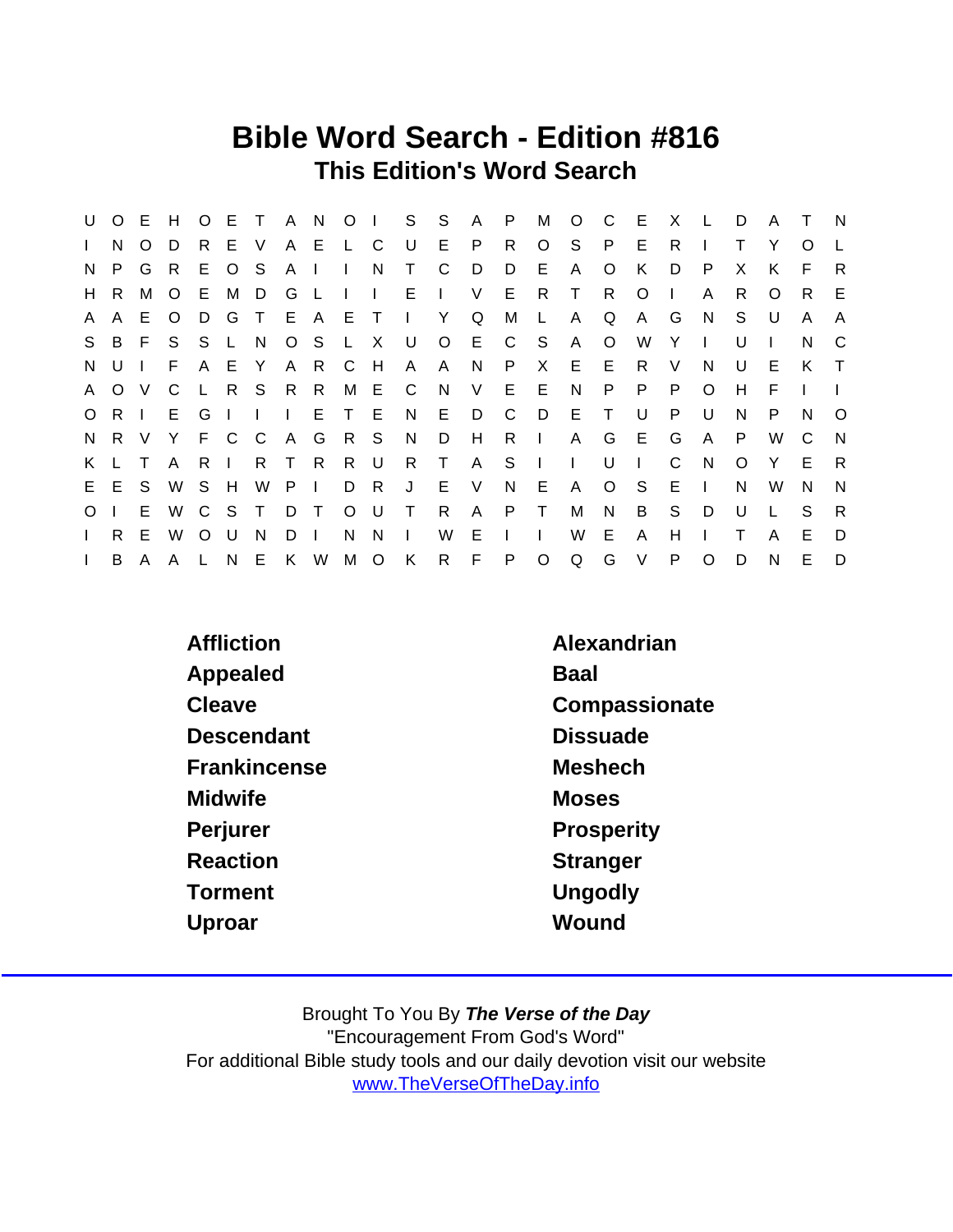# Bible Word Search - Edition #816

## This Edition's Word Search

```
U O E H O E T A N O I S S A P M O C E X L D A T N
I N O D R E V A E L C U E P R O S P E R I T Y O L
N P G R E O S A I I N T C D D E A O K D P X K F R
H R M O E M D G L I I E I V E R T R O I A R O R E
A A E O D G T E A E T I Y Q M L A Q A G N S U A A
S B F S S L N O S L X U O E C S A O W Y I U I N C
N U I F A E Y A R C H A A N P X E E R V N U E K T
A O V C L R S R R M E C N V E E N P P P O H F I I
O R I E G I I I E T E N E D C D E T U P U N P N O
N R V Y F C C A G R S N D H R I A G E G A P W C N
K L T A R I R T R R U R T A S I I U I C N O Y E R
E E S W S H W P I D R J E V N E A O S E I N W N N
O I E W C S T D T O U T R A P T M N B S D U L S R
I R E W O U N D I N N I W E I I W E A H I T A E D
I B A A L N E K W M O K R F P O Q G V P O D N E D
```

| | |
|---|---|
| Affliction | Alexandrian |
| Appealed | Baal |
| Cleave | Compassionate |
| Descendant | Dissuade |
| Frankincense | Meshech |
| Midwife | Moses |
| Perjurer | Prosperity |
| Reaction | Stranger |
| Torment | Ungodly |
| Uproar | Wound |

Brought To You By ***The Verse of the Day***
"Encouragement From God's Word"
For additional Bible study tools and our daily devotion visit our website
www.TheVerseOfTheDay.info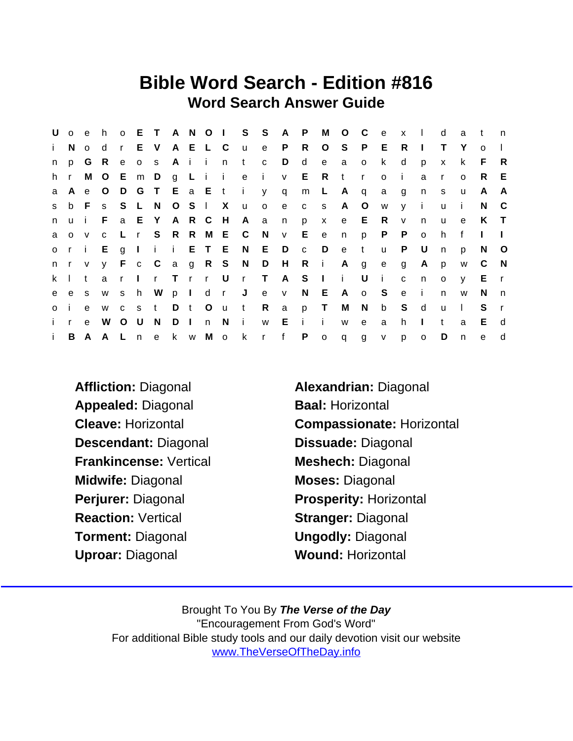# Bible Word Search - Edition #816

## Word Search Answer Guide

```
U o e h o E T A N O I S S A P M O C e x l d a t n
i N o d r E V A E L C u e P R O S P E R I T Y o l
n p G R e o s A i i n t c D d e a o k d p x k F R
h r M O E m D g L i i e i v E R t r o i a r o R E
a A e O D G T E a E t i y q m L A q a g n s u A A
s b F s S L N O S l X u o e c s A O w y i u i N C
n u i F a E Y A R C H A a n p x e E R v n u e K T
a o v c L r S R R M E C N v E e n p P P o h f I I
o r i E g I i i E T E N E D c D e t u P U n p N O
n r v y F c C a g R S N D H R i A g e g A p w C N
k l t a r I r T r r U r T A S I i U i c n o y E r
e e s w s h W p I d r J e v N E A o S e i n w N n
o i e w c s t D t O u t R a p T M N b S d u l S r
i r e W O U N D I n N i w E i i w e a h I t a E d
i B A A L n e k w M o k r f P o q g v p o D n e d
```

**Affliction:** Diagonal

**Appealed:** Diagonal

**Cleave:** Horizontal

**Descendant:** Diagonal

**Frankincense:** Vertical

**Midwife:** Diagonal

**Perjurer:** Diagonal

**Reaction:** Vertical

**Torment:** Diagonal

**Uproar:** Diagonal

**Alexandrian:** Diagonal

**Baal:** Horizontal

**Compassionate:** Horizontal

**Dissuade:** Diagonal

**Meshech:** Diagonal

**Moses:** Diagonal

**Prosperity:** Horizontal

**Stranger:** Diagonal

**Ungodly:** Diagonal

**Wound:** Horizontal

Brought To You By ***The Verse of the Day***
"Encouragement From God's Word"
For additional Bible study tools and our daily devotion visit our website
www.TheVerseOfTheDay.info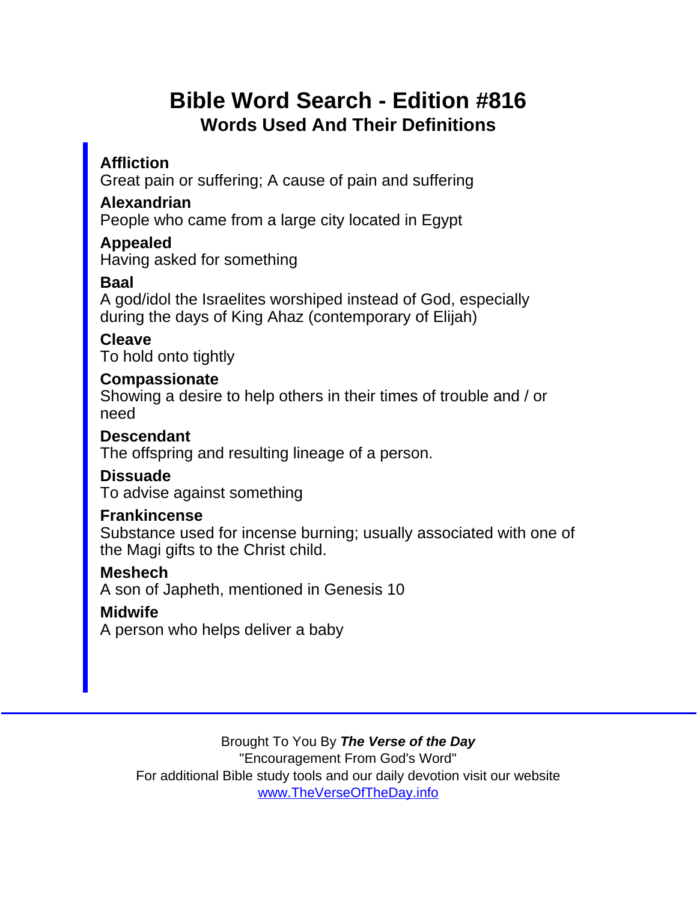# Bible Word Search - Edition #816

## Words Used And Their Definitions

**Affliction**
Great pain or suffering; A cause of pain and suffering

**Alexandrian**
People who came from a large city located in Egypt

**Appealed**
Having asked for something

**Baal**
A god/idol the Israelites worshiped instead of God, especially during the days of King Ahaz (contemporary of Elijah)

**Cleave**
To hold onto tightly

**Compassionate**
Showing a desire to help others in their times of trouble and / or need

**Descendant**
The offspring and resulting lineage of a person.

**Dissuade**
To advise against something

**Frankincense**
Substance used for incense burning; usually associated with one of the Magi gifts to the Christ child.

**Meshech**
A son of Japheth, mentioned in Genesis 10

**Midwife**
A person who helps deliver a baby

---

Brought To You By ***The Verse of the Day***
"Encouragement From God's Word"
For additional Bible study tools and our daily devotion visit our website
www.TheVerseOfTheDay.info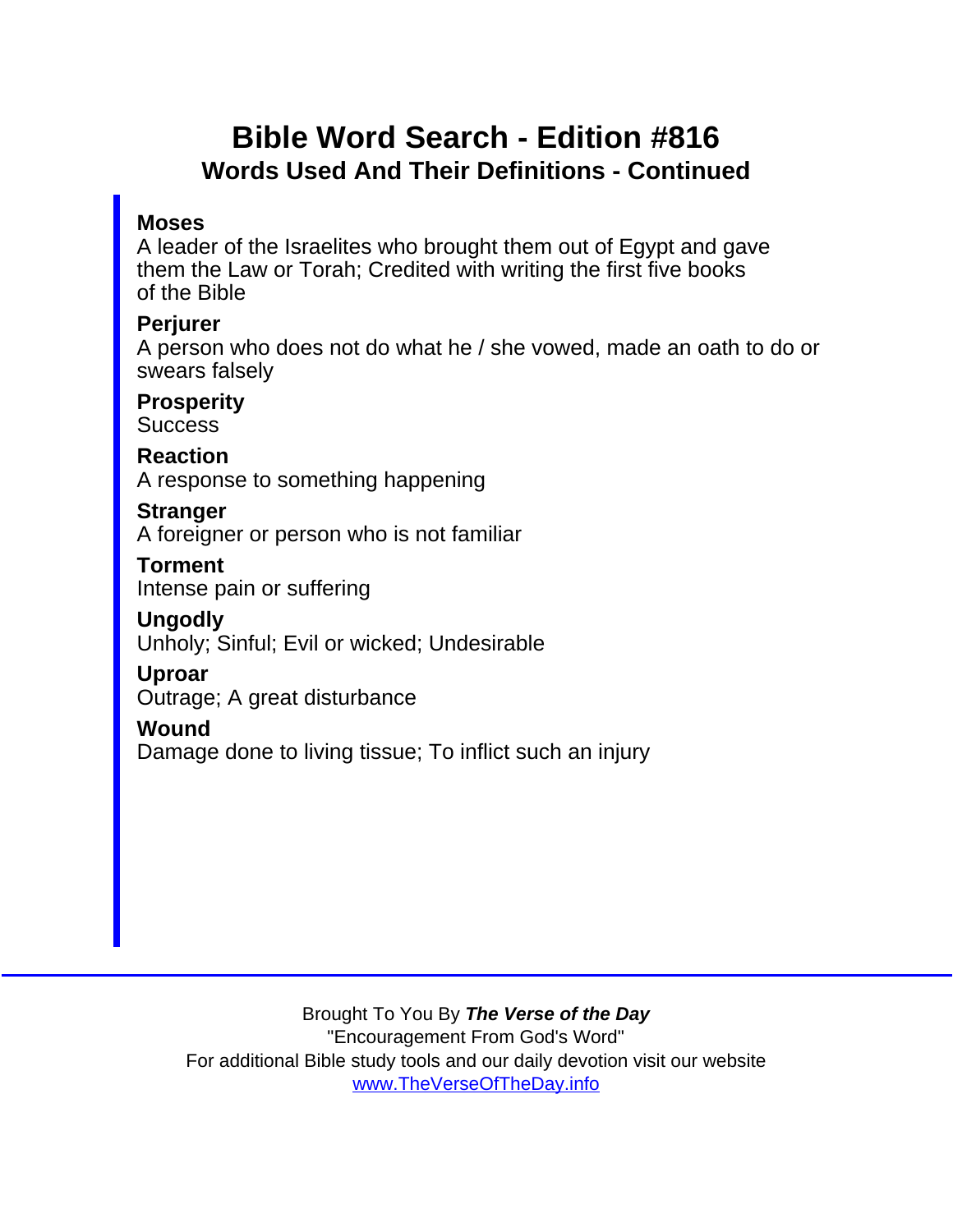# Bible Word Search - Edition #816

## Words Used And Their Definitions - Continued

**Moses**
A leader of the Israelites who brought them out of Egypt and gave them the Law or Torah; Credited with writing the first five books of the Bible

**Perjurer**
A person who does not do what he / she vowed, made an oath to do or swears falsely

**Prosperity**
Success

**Reaction**
A response to something happening

**Stranger**
A foreigner or person who is not familiar

**Torment**
Intense pain or suffering

**Ungodly**
Unholy; Sinful; Evil or wicked; Undesirable

**Uproar**
Outrage; A great disturbance

**Wound**
Damage done to living tissue; To inflict such an injury

---

Brought To You By ***The Verse of the Day***
"Encouragement From God's Word"
For additional Bible study tools and our daily devotion visit our website
www.TheVerseOfTheDay.info